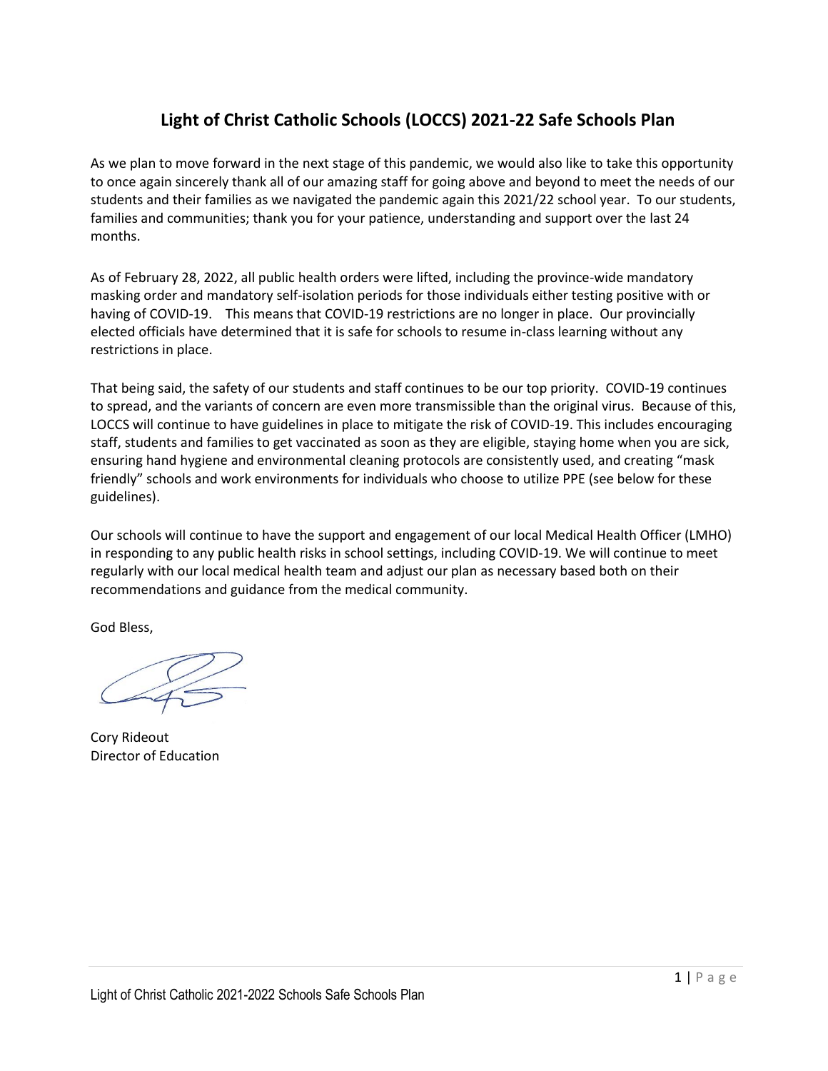# Light of Christ Catholic Schools (LOCCS) 2021-22 Safe Schools Plan

As we plan to move forward in the next stage of this pandemic, we would also like to take this opportunity to once again sincerely thank all of our amazing staff for going above and beyond to meet the needs of our students and their families as we navigated the pandemic again this 2021/22 school year. To our students, families and communities; thank you for your patience, understanding and support over the last 24 months.

As of February 28, 2022, all public health orders were lifted, including the province-wide mandatory masking order and mandatory self-isolation periods for those individuals either testing positive with or having of COVID-19. This means that COVID-19 restrictions are no longer in place. Our provincially elected officials have determined that it is safe for schools to resume in-class learning without any restrictions in place.

That being said, the safety of our students and staff continues to be our top priority. COVID-19 continues to spread, and the variants of concern are even more transmissible than the original virus. Because of this, LOCCS will continue to have guidelines in place to mitigate the risk of COVID-19. This includes encouraging staff, students and families to get vaccinated as soon as they are eligible, staying home when you are sick, ensuring hand hygiene and environmental cleaning protocols are consistently used, and creating "mask friendly" schools and work environments for individuals who choose to utilize PPE (see below for these guidelines).

Our schools will continue to have the support and engagement of our local Medical Health Officer (LMHO) in responding to any public health risks in school settings, including COVID-19. We will continue to meet regularly with our local medical health team and adjust our plan as necessary based both on their recommendations and guidance from the medical community.

God Bless,

Cory Rideout
Director of Education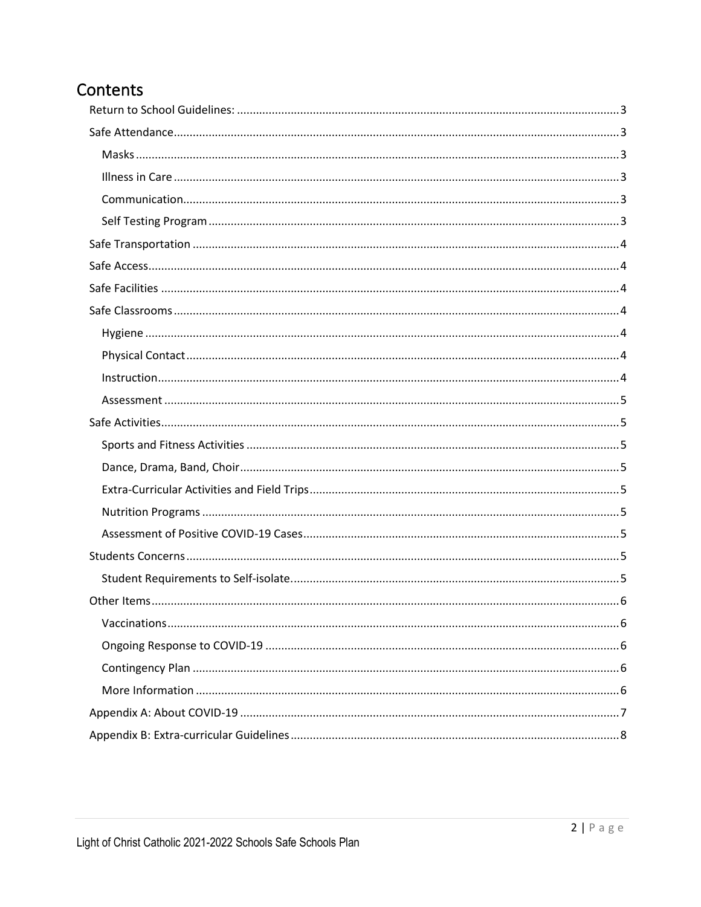# Contents

- Return to School Guidelines: ........ 3
- Safe Attendance ........ 3
  - Masks ........ 3
  - Illness in Care ........ 3
  - Communication ........ 3
  - Self Testing Program ........ 3
- Safe Transportation ........ 4
- Safe Access ........ 4
- Safe Facilities ........ 4
- Safe Classrooms ........ 4
  - Hygiene ........ 4
  - Physical Contact ........ 4
  - Instruction ........ 4
  - Assessment ........ 5
- Safe Activities ........ 5
  - Sports and Fitness Activities ........ 5
  - Dance, Drama, Band, Choir ........ 5
  - Extra-Curricular Activities and Field Trips ........ 5
  - Nutrition Programs ........ 5
  - Assessment of Positive COVID-19 Cases ........ 5
- Students Concerns ........ 5
  - Student Requirements to Self-isolate. ........ 5
- Other Items ........ 6
  - Vaccinations ........ 6
  - Ongoing Response to COVID-19 ........ 6
  - Contingency Plan ........ 6
  - More Information ........ 6
- Appendix A: About COVID-19 ........ 7
- Appendix B: Extra-curricular Guidelines ........ 8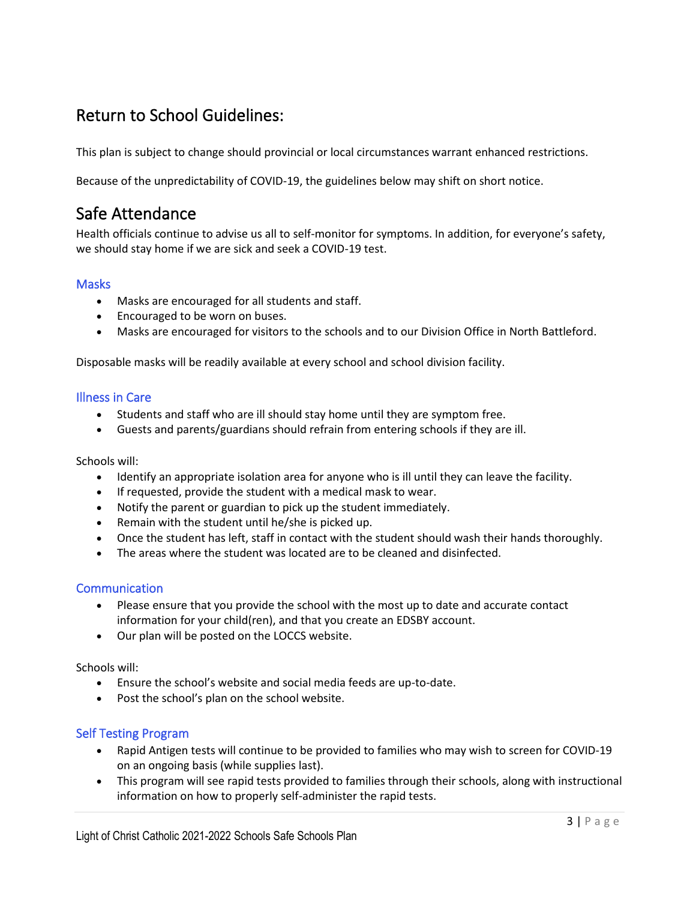## Return to School Guidelines:

This plan is subject to change should provincial or local circumstances warrant enhanced restrictions.

Because of the unpredictability of COVID-19, the guidelines below may shift on short notice.

## Safe Attendance

Health officials continue to advise us all to self-monitor for symptoms. In addition, for everyone's safety, we should stay home if we are sick and seek a COVID-19 test.

### Masks

- Masks are encouraged for all students and staff.
- Encouraged to be worn on buses.
- Masks are encouraged for visitors to the schools and to our Division Office in North Battleford.

Disposable masks will be readily available at every school and school division facility.

### Illness in Care

- Students and staff who are ill should stay home until they are symptom free.
- Guests and parents/guardians should refrain from entering schools if they are ill.

Schools will:

- Identify an appropriate isolation area for anyone who is ill until they can leave the facility.
- If requested, provide the student with a medical mask to wear.
- Notify the parent or guardian to pick up the student immediately.
- Remain with the student until he/she is picked up.
- Once the student has left, staff in contact with the student should wash their hands thoroughly.
- The areas where the student was located are to be cleaned and disinfected.

### Communication

- Please ensure that you provide the school with the most up to date and accurate contact information for your child(ren), and that you create an EDSBY account.
- Our plan will be posted on the LOCCS website.

Schools will:

- Ensure the school's website and social media feeds are up-to-date.
- Post the school's plan on the school website.

### Self Testing Program

- Rapid Antigen tests will continue to be provided to families who may wish to screen for COVID-19 on an ongoing basis (while supplies last).
- This program will see rapid tests provided to families through their schools, along with instructional information on how to properly self-administer the rapid tests.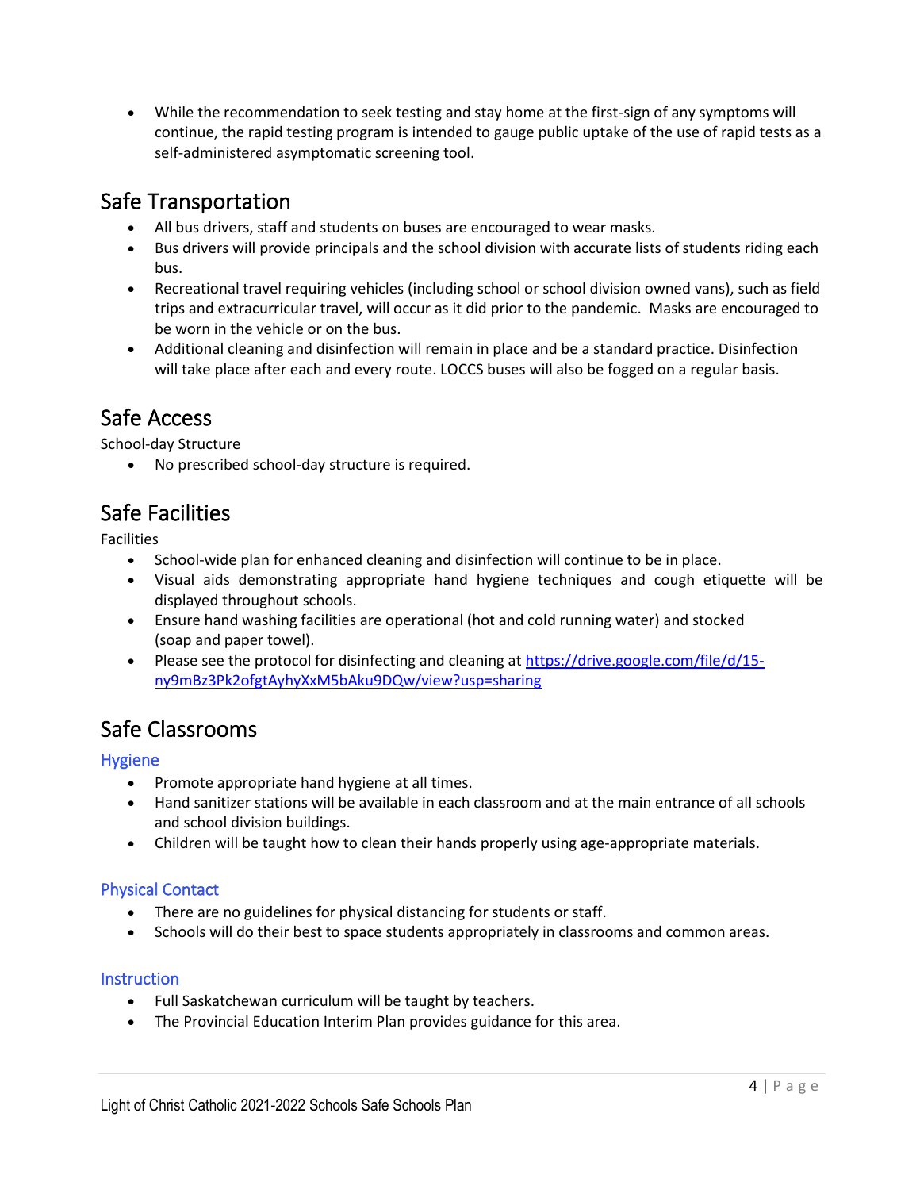- While the recommendation to seek testing and stay home at the first-sign of any symptoms will continue, the rapid testing program is intended to gauge public uptake of the use of rapid tests as a self-administered asymptomatic screening tool.

## Safe Transportation

- All bus drivers, staff and students on buses are encouraged to wear masks.
- Bus drivers will provide principals and the school division with accurate lists of students riding each bus.
- Recreational travel requiring vehicles (including school or school division owned vans), such as field trips and extracurricular travel, will occur as it did prior to the pandemic. Masks are encouraged to be worn in the vehicle or on the bus.
- Additional cleaning and disinfection will remain in place and be a standard practice. Disinfection will take place after each and every route. LOCCS buses will also be fogged on a regular basis.

## Safe Access

School-day Structure

- No prescribed school-day structure is required.

## Safe Facilities

Facilities

- School-wide plan for enhanced cleaning and disinfection will continue to be in place.
- Visual aids demonstrating appropriate hand hygiene techniques and cough etiquette will be displayed throughout schools.
- Ensure hand washing facilities are operational (hot and cold running water) and stocked (soap and paper towel).
- Please see the protocol for disinfecting and cleaning at [https://drive.google.com/file/d/15-ny9mBz3Pk2ofgtAyhyXxM5bAku9DQw/view?usp=sharing](https://drive.google.com/file/d/15-ny9mBz3Pk2ofgtAyhyXxM5bAku9DQw/view?usp=sharing)

## Safe Classrooms

### Hygiene

- Promote appropriate hand hygiene at all times.
- Hand sanitizer stations will be available in each classroom and at the main entrance of all schools and school division buildings.
- Children will be taught how to clean their hands properly using age-appropriate materials.

### Physical Contact

- There are no guidelines for physical distancing for students or staff.
- Schools will do their best to space students appropriately in classrooms and common areas.

### Instruction

- Full Saskatchewan curriculum will be taught by teachers.
- The Provincial Education Interim Plan provides guidance for this area.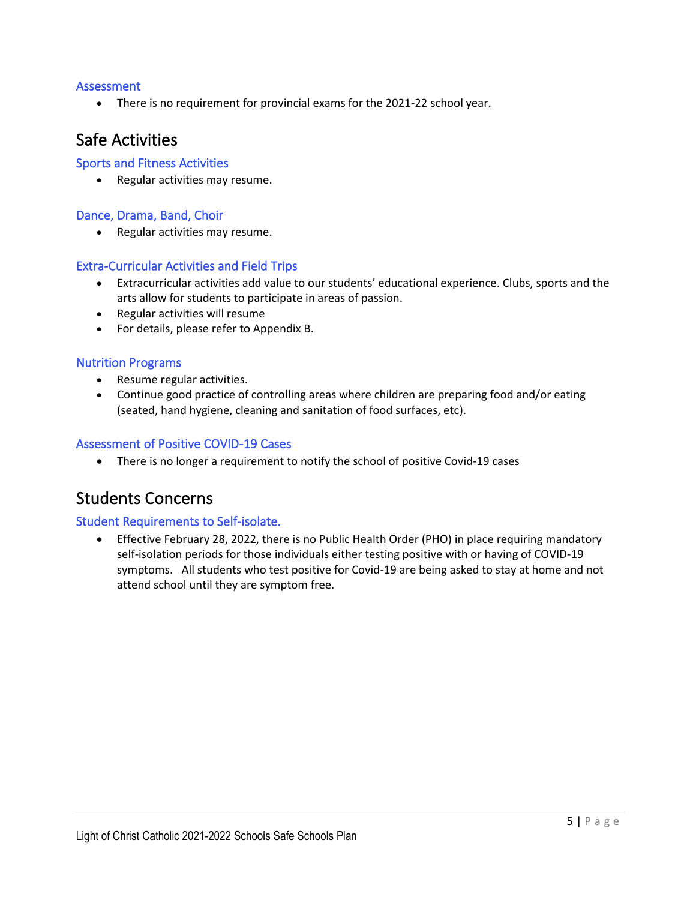### Assessment

- There is no requirement for provincial exams for the 2021-22 school year.

## Safe Activities

### Sports and Fitness Activities

- Regular activities may resume.

### Dance, Drama, Band, Choir

- Regular activities may resume.

### Extra-Curricular Activities and Field Trips

- Extracurricular activities add value to our students' educational experience. Clubs, sports and the arts allow for students to participate in areas of passion.
- Regular activities will resume
- For details, please refer to Appendix B.

### Nutrition Programs

- Resume regular activities.
- Continue good practice of controlling areas where children are preparing food and/or eating (seated, hand hygiene, cleaning and sanitation of food surfaces, etc).

### Assessment of Positive COVID-19 Cases

- There is no longer a requirement to notify the school of positive Covid-19 cases

## Students Concerns

### Student Requirements to Self-isolate.

- Effective February 28, 2022, there is no Public Health Order (PHO) in place requiring mandatory self-isolation periods for those individuals either testing positive with or having of COVID-19 symptoms. All students who test positive for Covid-19 are being asked to stay at home and not attend school until they are symptom free.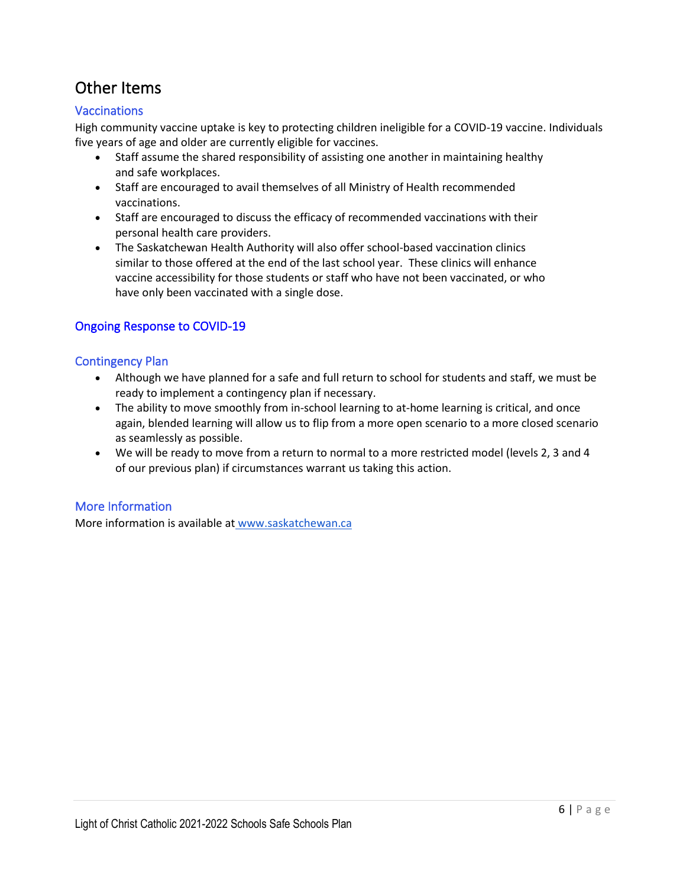# Other Items

## Vaccinations

High community vaccine uptake is key to protecting children ineligible for a COVID-19 vaccine. Individuals five years of age and older are currently eligible for vaccines.

- Staff assume the shared responsibility of assisting one another in maintaining healthy and safe workplaces.
- Staff are encouraged to avail themselves of all Ministry of Health recommended vaccinations.
- Staff are encouraged to discuss the efficacy of recommended vaccinations with their personal health care providers.
- The Saskatchewan Health Authority will also offer school-based vaccination clinics similar to those offered at the end of the last school year. These clinics will enhance vaccine accessibility for those students or staff who have not been vaccinated, or who have only been vaccinated with a single dose.

## Ongoing Response to COVID-19

## Contingency Plan

- Although we have planned for a safe and full return to school for students and staff, we must be ready to implement a contingency plan if necessary.
- The ability to move smoothly from in-school learning to at-home learning is critical, and once again, blended learning will allow us to flip from a more open scenario to a more closed scenario as seamlessly as possible.
- We will be ready to move from a return to normal to a more restricted model (levels 2, 3 and 4 of our previous plan) if circumstances warrant us taking this action.

## More Information

More information is available at www.saskatchewan.ca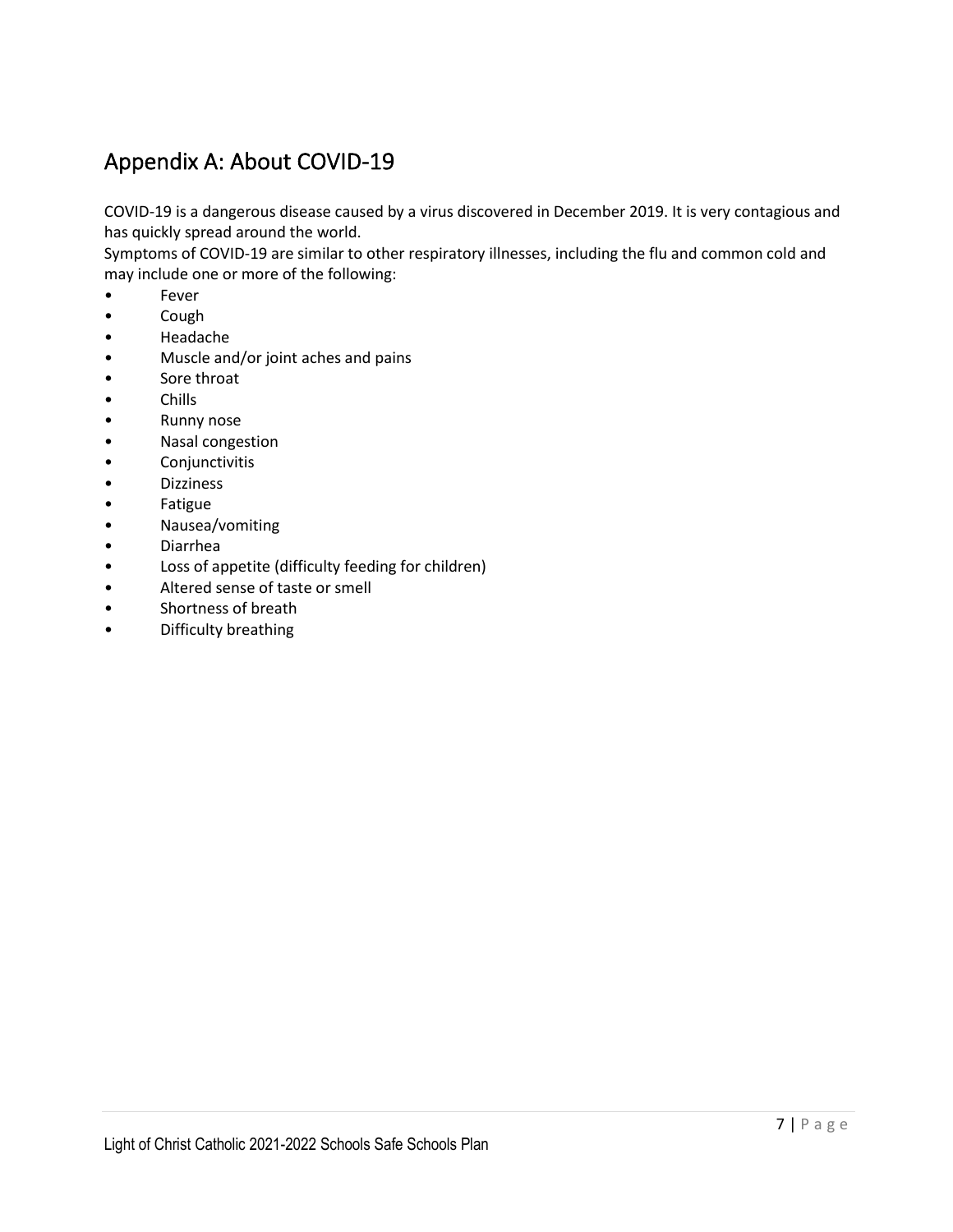## Appendix A: About COVID-19

COVID-19 is a dangerous disease caused by a virus discovered in December 2019. It is very contagious and has quickly spread around the world.
Symptoms of COVID-19 are similar to other respiratory illnesses, including the flu and common cold and may include one or more of the following:

- Fever
- Cough
- Headache
- Muscle and/or joint aches and pains
- Sore throat
- Chills
- Runny nose
- Nasal congestion
- Conjunctivitis
- Dizziness
- Fatigue
- Nausea/vomiting
- Diarrhea
- Loss of appetite (difficulty feeding for children)
- Altered sense of taste or smell
- Shortness of breath
- Difficulty breathing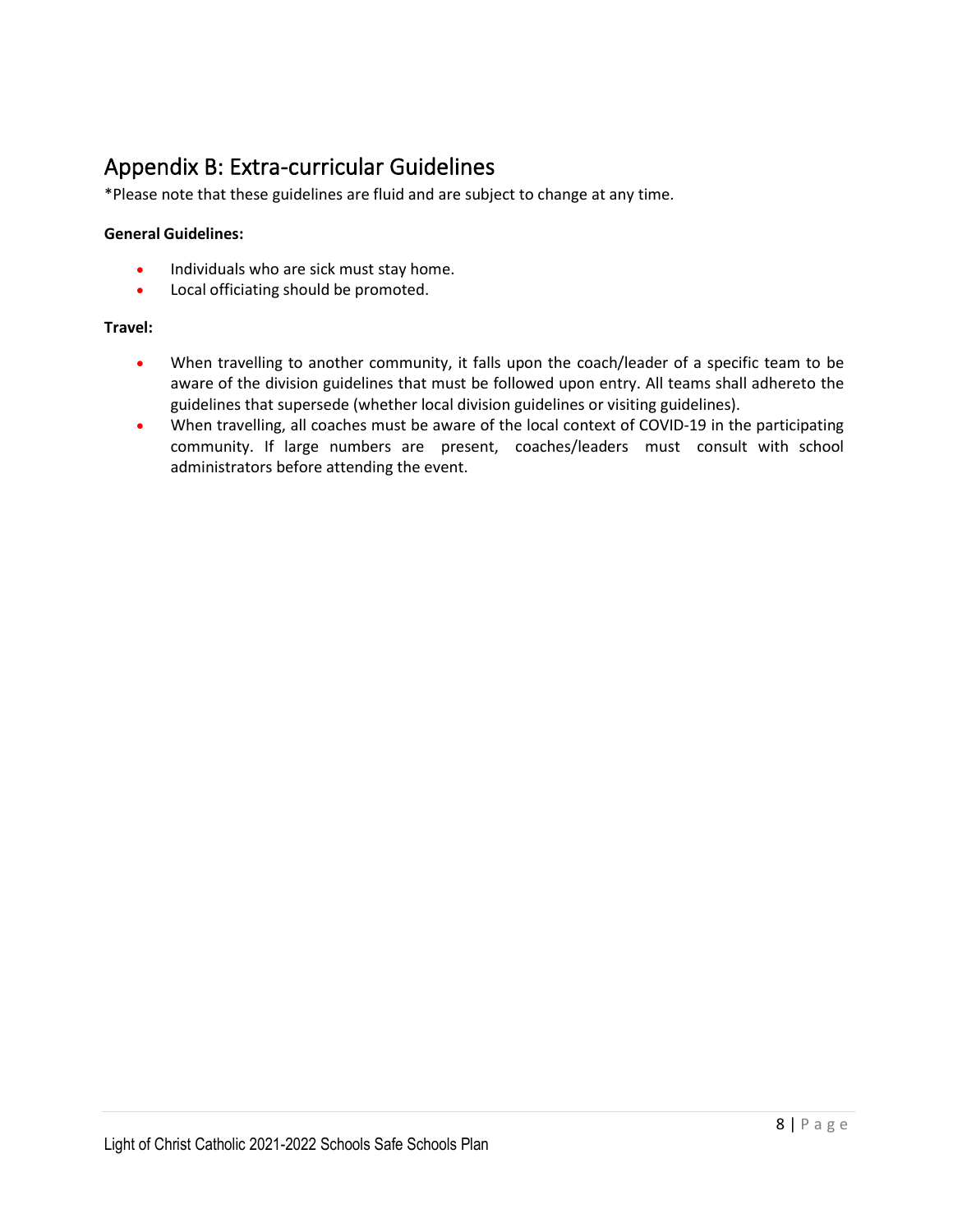## Appendix B: Extra-curricular Guidelines

*Please note that these guidelines are fluid and are subject to change at any time.

**General Guidelines:**

- Individuals who are sick must stay home.
- Local officiating should be promoted.

**Travel:**

- When travelling to another community, it falls upon the coach/leader of a specific team to be aware of the division guidelines that must be followed upon entry. All teams shall adhereto the guidelines that supersede (whether local division guidelines or visiting guidelines).
- When travelling, all coaches must be aware of the local context of COVID-19 in the participating community. If large numbers are present, coaches/leaders must consult with school administrators before attending the event.